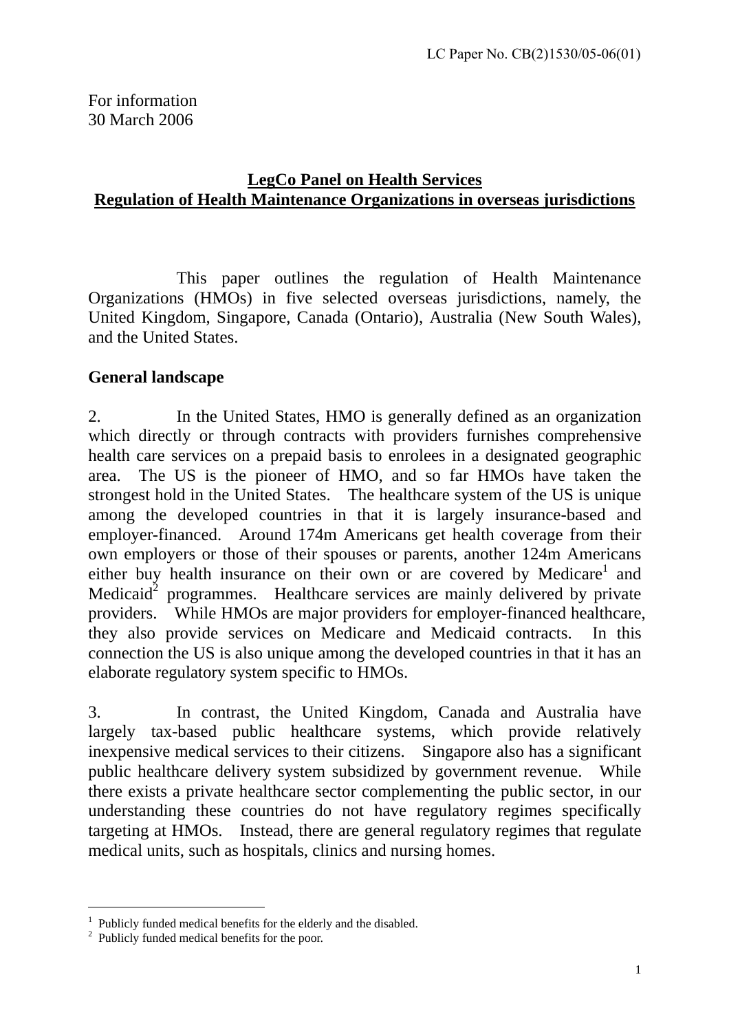LC Paper No. CB(2)1530/05-06(01)

For information
30 March 2006

## LegCo Panel on Health Services
## Regulation of Health Maintenance Organizations in overseas jurisdictions

This paper outlines the regulation of Health Maintenance Organizations (HMOs) in five selected overseas jurisdictions, namely, the United Kingdom, Singapore, Canada (Ontario), Australia (New South Wales), and the United States.

**General landscape**

2. In the United States, HMO is generally defined as an organization which directly or through contracts with providers furnishes comprehensive health care services on a prepaid basis to enrolees in a designated geographic area. The US is the pioneer of HMO, and so far HMOs have taken the strongest hold in the United States. The healthcare system of the US is unique among the developed countries in that it is largely insurance-based and employer-financed. Around 174m Americans get health coverage from their own employers or those of their spouses or parents, another 124m Americans either buy health insurance on their own or are covered by Medicare[1] and Medicaid[2] programmes. Healthcare services are mainly delivered by private providers. While HMOs are major providers for employer-financed healthcare, they also provide services on Medicare and Medicaid contracts. In this connection the US is also unique among the developed countries in that it has an elaborate regulatory system specific to HMOs.

3. In contrast, the United Kingdom, Canada and Australia have largely tax-based public healthcare systems, which provide relatively inexpensive medical services to their citizens. Singapore also has a significant public healthcare delivery system subsidized by government revenue. While there exists a private healthcare sector complementing the public sector, in our understanding these countries do not have regulatory regimes specifically targeting at HMOs. Instead, there are general regulatory regimes that regulate medical units, such as hospitals, clinics and nursing homes.

---

[1] Publicly funded medical benefits for the elderly and the disabled.
[2] Publicly funded medical benefits for the poor.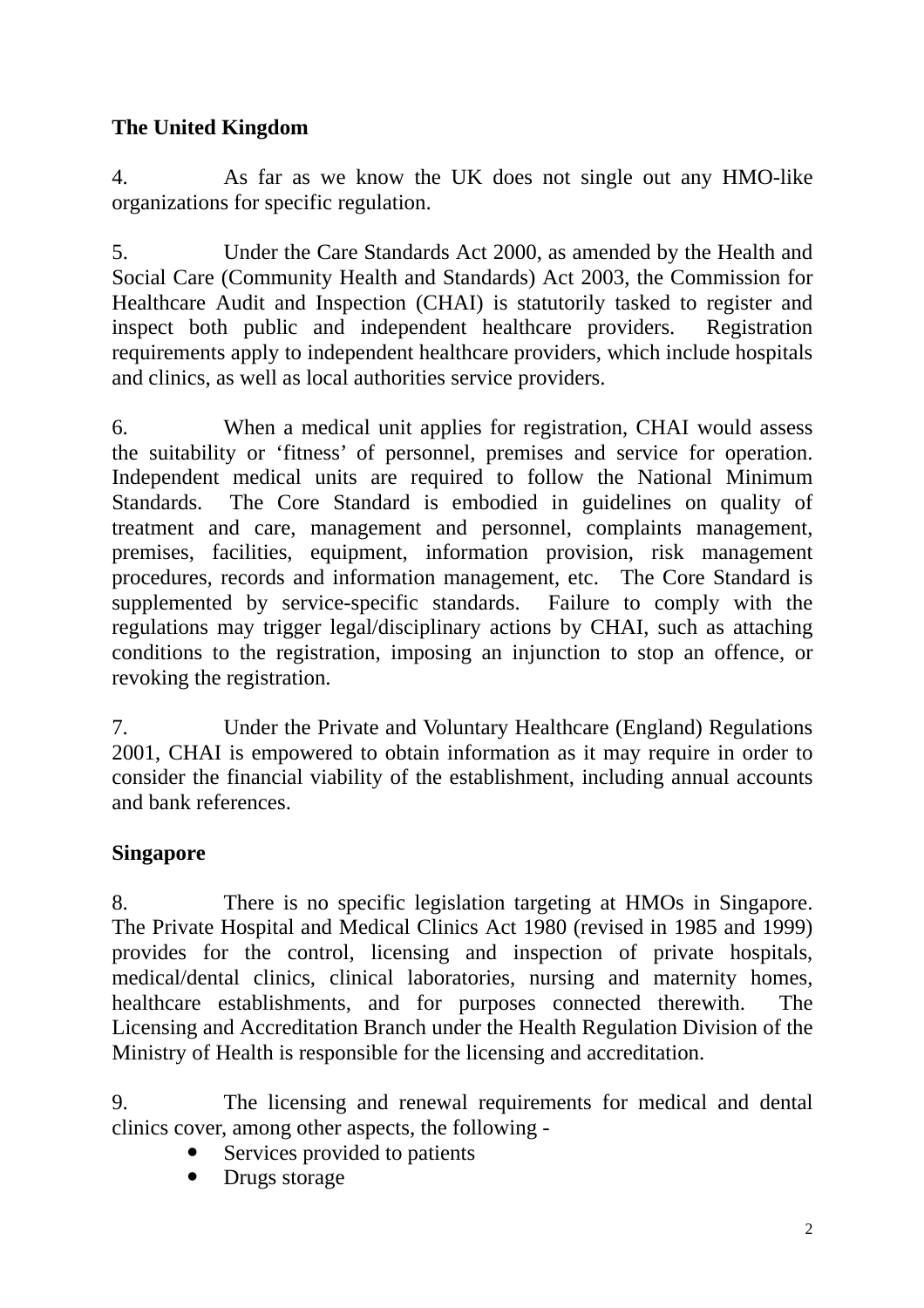**The United Kingdom**

4. As far as we know the UK does not single out any HMO-like organizations for specific regulation.

5. Under the Care Standards Act 2000, as amended by the Health and Social Care (Community Health and Standards) Act 2003, the Commission for Healthcare Audit and Inspection (CHAI) is statutorily tasked to register and inspect both public and independent healthcare providers. Registration requirements apply to independent healthcare providers, which include hospitals and clinics, as well as local authorities service providers.

6. When a medical unit applies for registration, CHAI would assess the suitability or 'fitness' of personnel, premises and service for operation. Independent medical units are required to follow the National Minimum Standards. The Core Standard is embodied in guidelines on quality of treatment and care, management and personnel, complaints management, premises, facilities, equipment, information provision, risk management procedures, records and information management, etc. The Core Standard is supplemented by service-specific standards. Failure to comply with the regulations may trigger legal/disciplinary actions by CHAI, such as attaching conditions to the registration, imposing an injunction to stop an offence, or revoking the registration.

7. Under the Private and Voluntary Healthcare (England) Regulations 2001, CHAI is empowered to obtain information as it may require in order to consider the financial viability of the establishment, including annual accounts and bank references.

**Singapore**

8. There is no specific legislation targeting at HMOs in Singapore. The Private Hospital and Medical Clinics Act 1980 (revised in 1985 and 1999) provides for the control, licensing and inspection of private hospitals, medical/dental clinics, clinical laboratories, nursing and maternity homes, healthcare establishments, and for purposes connected therewith. The Licensing and Accreditation Branch under the Health Regulation Division of the Ministry of Health is responsible for the licensing and accreditation.

9. The licensing and renewal requirements for medical and dental clinics cover, among other aspects, the following -

- Services provided to patients
- Drugs storage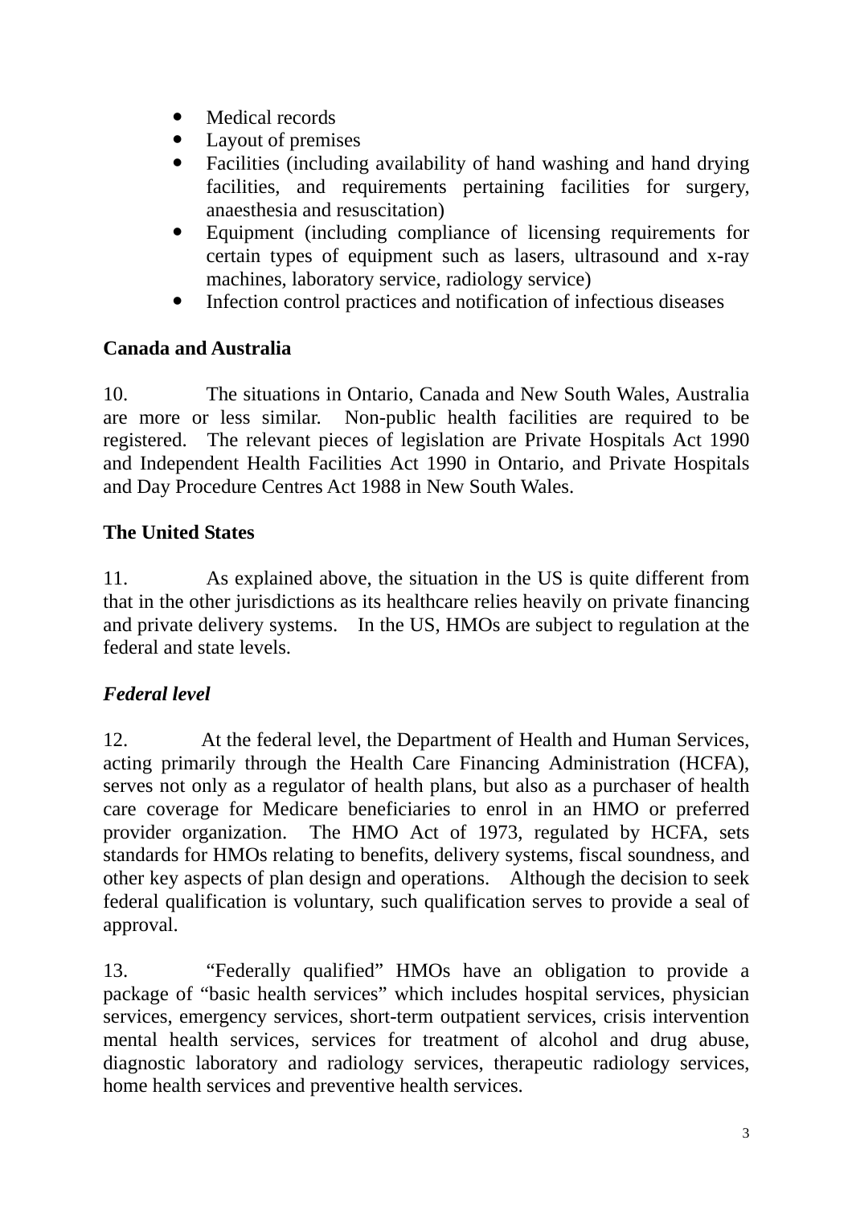- Medical records
- Layout of premises
- Facilities (including availability of hand washing and hand drying facilities, and requirements pertaining facilities for surgery, anaesthesia and resuscitation)
- Equipment (including compliance of licensing requirements for certain types of equipment such as lasers, ultrasound and x-ray machines, laboratory service, radiology service)
- Infection control practices and notification of infectious diseases

**Canada and Australia**

10. The situations in Ontario, Canada and New South Wales, Australia are more or less similar. Non-public health facilities are required to be registered. The relevant pieces of legislation are Private Hospitals Act 1990 and Independent Health Facilities Act 1990 in Ontario, and Private Hospitals and Day Procedure Centres Act 1988 in New South Wales.

**The United States**

11. As explained above, the situation in the US is quite different from that in the other jurisdictions as its healthcare relies heavily on private financing and private delivery systems. In the US, HMOs are subject to regulation at the federal and state levels.

***Federal level***

12. At the federal level, the Department of Health and Human Services, acting primarily through the Health Care Financing Administration (HCFA), serves not only as a regulator of health plans, but also as a purchaser of health care coverage for Medicare beneficiaries to enrol in an HMO or preferred provider organization. The HMO Act of 1973, regulated by HCFA, sets standards for HMOs relating to benefits, delivery systems, fiscal soundness, and other key aspects of plan design and operations. Although the decision to seek federal qualification is voluntary, such qualification serves to provide a seal of approval.

13. "Federally qualified" HMOs have an obligation to provide a package of "basic health services" which includes hospital services, physician services, emergency services, short-term outpatient services, crisis intervention mental health services, services for treatment of alcohol and drug abuse, diagnostic laboratory and radiology services, therapeutic radiology services, home health services and preventive health services.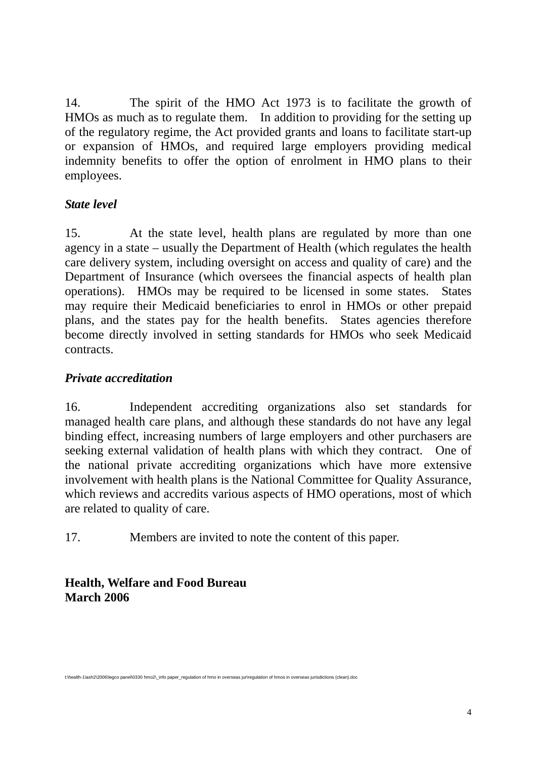14. The spirit of the HMO Act 1973 is to facilitate the growth of HMOs as much as to regulate them. In addition to providing for the setting up of the regulatory regime, the Act provided grants and loans to facilitate start-up or expansion of HMOs, and required large employers providing medical indemnity benefits to offer the option of enrolment in HMO plans to their employees.

***State level***

15. At the state level, health plans are regulated by more than one agency in a state – usually the Department of Health (which regulates the health care delivery system, including oversight on access and quality of care) and the Department of Insurance (which oversees the financial aspects of health plan operations). HMOs may be required to be licensed in some states. States may require their Medicaid beneficiaries to enrol in HMOs or other prepaid plans, and the states pay for the health benefits. States agencies therefore become directly involved in setting standards for HMOs who seek Medicaid contracts.

***Private accreditation***

16. Independent accrediting organizations also set standards for managed health care plans, and although these standards do not have any legal binding effect, increasing numbers of large employers and other purchasers are seeking external validation of health plans with which they contract. One of the national private accrediting organizations which have more extensive involvement with health plans is the National Committee for Quality Assurance, which reviews and accredits various aspects of HMO operations, most of which are related to quality of care.

17. Members are invited to note the content of this paper.

**Health, Welfare and Food Bureau**
**March 2006**

t:\health-1\ash2\2006\legco panel\0330 hmo2\_info paper_regulation of hmo in overseas jur\regulation of hmos in overseas jurisdictions (clean).doc